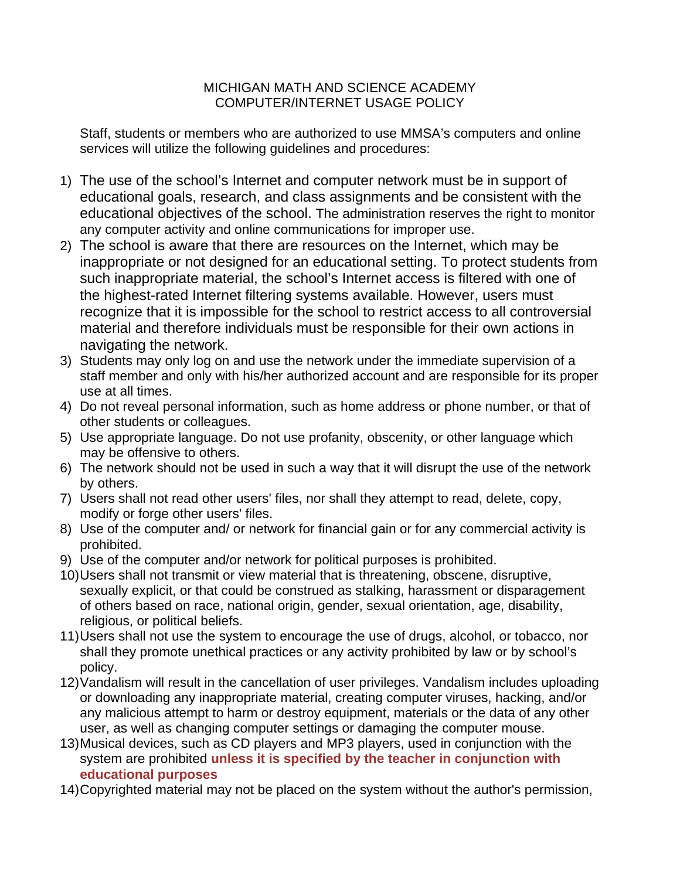# MICHIGAN MATH AND SCIENCE ACADEMY
## COMPUTER/INTERNET USAGE POLICY

Staff, students or members who are authorized to use MMSA's computers and online services will utilize the following guidelines and procedures:

1) The use of the school's Internet and computer network must be in support of educational goals, research, and class assignments and be consistent with the educational objectives of the school. The administration reserves the right to monitor any computer activity and online communications for improper use.
2) The school is aware that there are resources on the Internet, which may be inappropriate or not designed for an educational setting. To protect students from such inappropriate material, the school's Internet access is filtered with one of the highest-rated Internet filtering systems available. However, users must recognize that it is impossible for the school to restrict access to all controversial material and therefore individuals must be responsible for their own actions in navigating the network.
3) Students may only log on and use the network under the immediate supervision of a staff member and only with his/her authorized account and are responsible for its proper use at all times.
4) Do not reveal personal information, such as home address or phone number, or that of other students or colleagues.
5) Use appropriate language. Do not use profanity, obscenity, or other language which may be offensive to others.
6) The network should not be used in such a way that it will disrupt the use of the network by others.
7) Users shall not read other users' files, nor shall they attempt to read, delete, copy, modify or forge other users' files.
8) Use of the computer and/ or network for financial gain or for any commercial activity is prohibited.
9) Use of the computer and/or network for political purposes is prohibited.
10) Users shall not transmit or view material that is threatening, obscene, disruptive, sexually explicit, or that could be construed as stalking, harassment or disparagement of others based on race, national origin, gender, sexual orientation, age, disability, religious, or political beliefs.
11) Users shall not use the system to encourage the use of drugs, alcohol, or tobacco, nor shall they promote unethical practices or any activity prohibited by law or by school's policy.
12) Vandalism will result in the cancellation of user privileges. Vandalism includes uploading or downloading any inappropriate material, creating computer viruses, hacking, and/or any malicious attempt to harm or destroy equipment, materials or the data of any other user, as well as changing computer settings or damaging the computer mouse.
13) Musical devices, such as CD players and MP3 players, used in conjunction with the system are prohibited **unless it is specified by the teacher in conjunction with educational purposes**
14) Copyrighted material may not be placed on the system without the author's permission,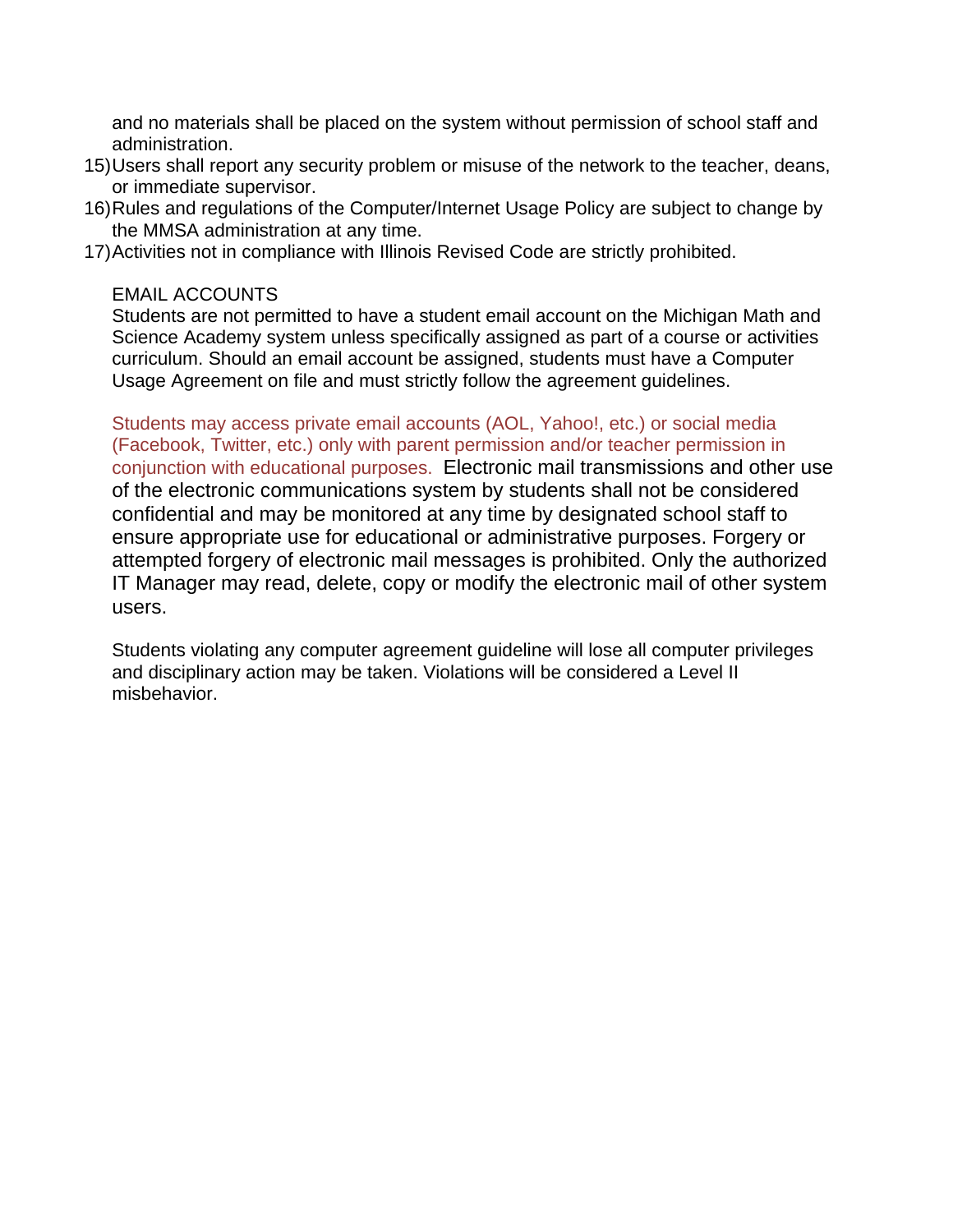and no materials shall be placed on the system without permission of school staff and administration.

15) Users shall report any security problem or misuse of the network to the teacher, deans, or immediate supervisor.
16) Rules and regulations of the Computer/Internet Usage Policy are subject to change by the MMSA administration at any time.
17) Activities not in compliance with Illinois Revised Code are strictly prohibited.

EMAIL ACCOUNTS

Students are not permitted to have a student email account on the Michigan Math and Science Academy system unless specifically assigned as part of a course or activities curriculum. Should an email account be assigned, students must have a Computer Usage Agreement on file and must strictly follow the agreement guidelines.

Students may access private email accounts (AOL, Yahoo!, etc.) or social media (Facebook, Twitter, etc.) only with parent permission and/or teacher permission in conjunction with educational purposes. Electronic mail transmissions and other use of the electronic communications system by students shall not be considered confidential and may be monitored at any time by designated school staff to ensure appropriate use for educational or administrative purposes. Forgery or attempted forgery of electronic mail messages is prohibited. Only the authorized IT Manager may read, delete, copy or modify the electronic mail of other system users.

Students violating any computer agreement guideline will lose all computer privileges and disciplinary action may be taken. Violations will be considered a Level II misbehavior.